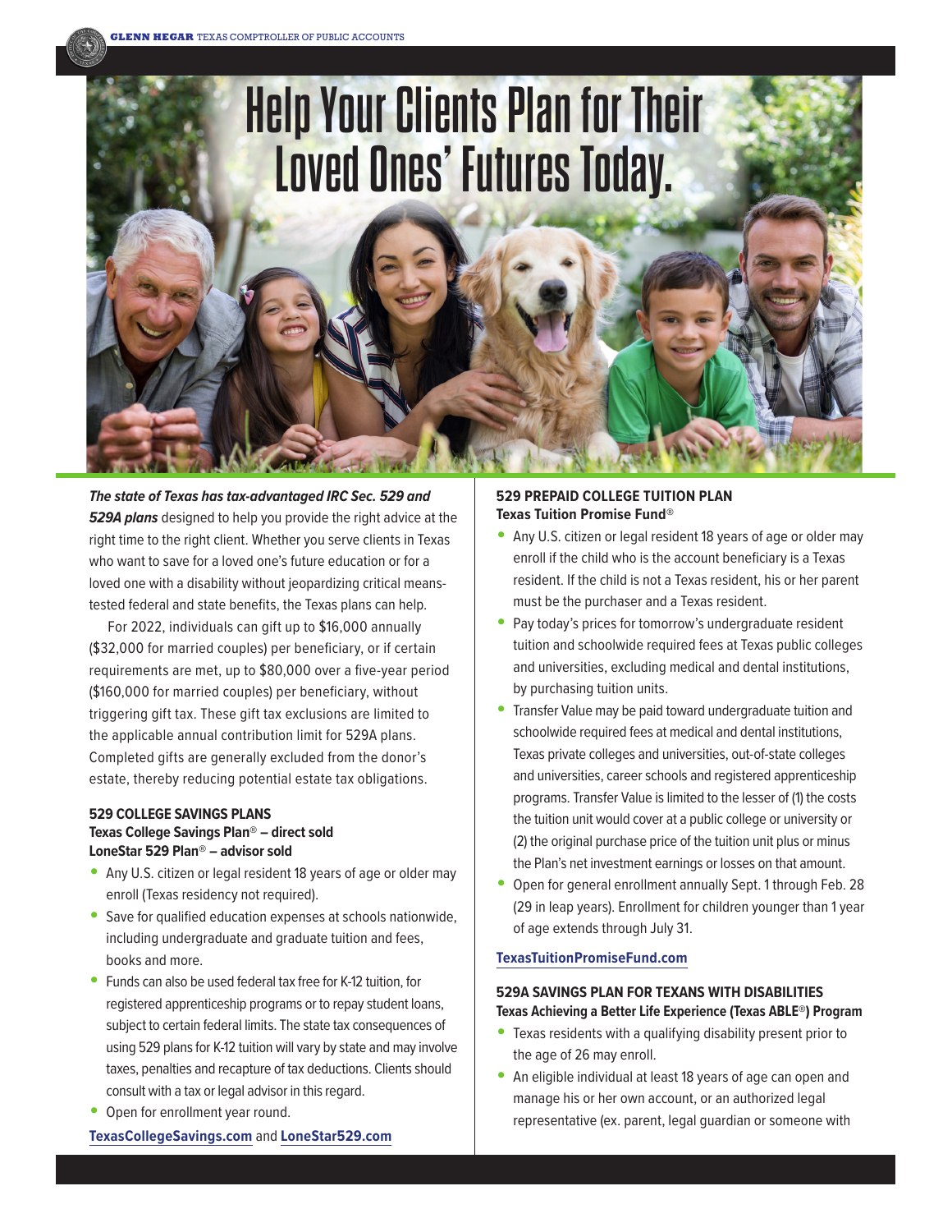# Help Your Clients Plan for Their Loved Ones' Futures Today.

***The state of Texas has tax-advantaged IRC Sec. 529 and 529A plans*** designed to help you provide the right advice at the right time to the right client. Whether you serve clients in Texas who want to save for a loved one's future education or for a loved one with a disability without jeopardizing critical means-tested federal and state benefits, the Texas plans can help.

For 2022, individuals can gift up to $16,000 annually ($32,000 for married couples) per beneficiary, or if certain requirements are met, up to $80,000 over a five-year period ($160,000 for married couples) per beneficiary, without triggering gift tax. These gift tax exclusions are limited to the applicable annual contribution limit for 529A plans. Completed gifts are generally excluded from the donor's estate, thereby reducing potential estate tax obligations.

### 529 COLLEGE SAVINGS PLANS

**Texas College Savings Plan® – direct sold**
**LoneStar 529 Plan® – advisor sold**

- Any U.S. citizen or legal resident 18 years of age or older may enroll (Texas residency not required).
- Save for qualified education expenses at schools nationwide, including undergraduate and graduate tuition and fees, books and more.
- Funds can also be used federal tax free for K-12 tuition, for registered apprenticeship programs or to repay student loans, subject to certain federal limits. The state tax consequences of using 529 plans for K-12 tuition will vary by state and may involve taxes, penalties and recapture of tax deductions. Clients should consult with a tax or legal advisor in this regard.
- Open for enrollment year round.

**TexasCollegeSavings.com** and **LoneStar529.com**

### 529 PREPAID COLLEGE TUITION PLAN

**Texas Tuition Promise Fund®**

- Any U.S. citizen or legal resident 18 years of age or older may enroll if the child who is the account beneficiary is a Texas resident. If the child is not a Texas resident, his or her parent must be the purchaser and a Texas resident.
- Pay today's prices for tomorrow's undergraduate resident tuition and schoolwide required fees at Texas public colleges and universities, excluding medical and dental institutions, by purchasing tuition units.
- Transfer Value may be paid toward undergraduate tuition and schoolwide required fees at medical and dental institutions, Texas private colleges and universities, out-of-state colleges and universities, career schools and registered apprenticeship programs. Transfer Value is limited to the lesser of (1) the costs the tuition unit would cover at a public college or university or (2) the original purchase price of the tuition unit plus or minus the Plan's net investment earnings or losses on that amount.
- Open for general enrollment annually Sept. 1 through Feb. 28 (29 in leap years). Enrollment for children younger than 1 year of age extends through July 31.

**TexasTuitionPromiseFund.com**

### 529A SAVINGS PLAN FOR TEXANS WITH DISABILITIES

**Texas Achieving a Better Life Experience (Texas ABLE®) Program**

- Texas residents with a qualifying disability present prior to the age of 26 may enroll.
- An eligible individual at least 18 years of age can open and manage his or her own account, or an authorized legal representative (ex. parent, legal guardian or someone with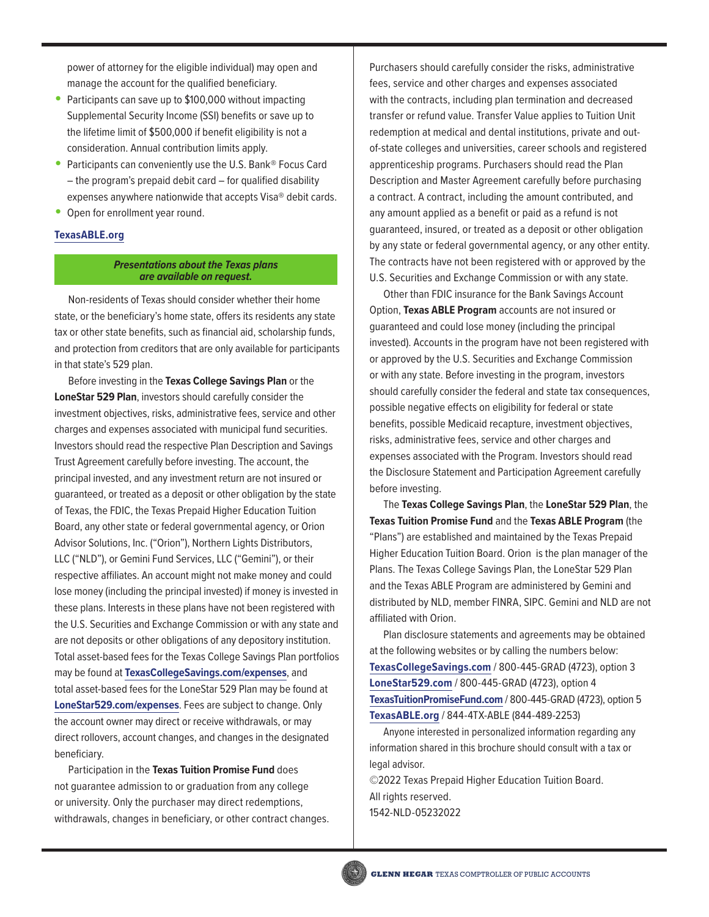power of attorney for the eligible individual) may open and manage the account for the qualified beneficiary.

- Participants can save up to $100,000 without impacting Supplemental Security Income (SSI) benefits or save up to the lifetime limit of $500,000 if benefit eligibility is not a consideration. Annual contribution limits apply.
- Participants can conveniently use the U.S. Bank® Focus Card – the program's prepaid debit card – for qualified disability expenses anywhere nationwide that accepts Visa® debit cards.
- Open for enrollment year round.

**TexasABLE.org**

***Presentations about the Texas plans are available on request.***

Non-residents of Texas should consider whether their home state, or the beneficiary's home state, offers its residents any state tax or other state benefits, such as financial aid, scholarship funds, and protection from creditors that are only available for participants in that state's 529 plan.

Before investing in the **Texas College Savings Plan** or the **LoneStar 529 Plan**, investors should carefully consider the investment objectives, risks, administrative fees, service and other charges and expenses associated with municipal fund securities. Investors should read the respective Plan Description and Savings Trust Agreement carefully before investing. The account, the principal invested, and any investment return are not insured or guaranteed, or treated as a deposit or other obligation by the state of Texas, the FDIC, the Texas Prepaid Higher Education Tuition Board, any other state or federal governmental agency, or Orion Advisor Solutions, Inc. ("Orion"), Northern Lights Distributors, LLC ("NLD"), or Gemini Fund Services, LLC ("Gemini"), or their respective affiliates. An account might not make money and could lose money (including the principal invested) if money is invested in these plans. Interests in these plans have not been registered with the U.S. Securities and Exchange Commission or with any state and are not deposits or other obligations of any depository institution. Total asset-based fees for the Texas College Savings Plan portfolios may be found at **TexasCollegeSavings.com/expenses**, and total asset-based fees for the LoneStar 529 Plan may be found at **LoneStar529.com/expenses**. Fees are subject to change. Only the account owner may direct or receive withdrawals, or may direct rollovers, account changes, and changes in the designated beneficiary.

Participation in the **Texas Tuition Promise Fund** does not guarantee admission to or graduation from any college or university. Only the purchaser may direct redemptions, withdrawals, changes in beneficiary, or other contract changes. Purchasers should carefully consider the risks, administrative fees, service and other charges and expenses associated with the contracts, including plan termination and decreased transfer or refund value. Transfer Value applies to Tuition Unit redemption at medical and dental institutions, private and out-of-state colleges and universities, career schools and registered apprenticeship programs. Purchasers should read the Plan Description and Master Agreement carefully before purchasing a contract. A contract, including the amount contributed, and any amount applied as a benefit or paid as a refund is not guaranteed, insured, or treated as a deposit or other obligation by any state or federal governmental agency, or any other entity. The contracts have not been registered with or approved by the U.S. Securities and Exchange Commission or with any state.

Other than FDIC insurance for the Bank Savings Account Option, **Texas ABLE Program** accounts are not insured or guaranteed and could lose money (including the principal invested). Accounts in the program have not been registered with or approved by the U.S. Securities and Exchange Commission or with any state. Before investing in the program, investors should carefully consider the federal and state tax consequences, possible negative effects on eligibility for federal or state benefits, possible Medicaid recapture, investment objectives, risks, administrative fees, service and other charges and expenses associated with the Program. Investors should read the Disclosure Statement and Participation Agreement carefully before investing.

The **Texas College Savings Plan**, the **LoneStar 529 Plan**, the **Texas Tuition Promise Fund** and the **Texas ABLE Program** (the "Plans") are established and maintained by the Texas Prepaid Higher Education Tuition Board. Orion is the plan manager of the Plans. The Texas College Savings Plan, the LoneStar 529 Plan and the Texas ABLE Program are administered by Gemini and distributed by NLD, member FINRA, SIPC. Gemini and NLD are not affiliated with Orion.

Plan disclosure statements and agreements may be obtained at the following websites or by calling the numbers below:
**TexasCollegeSavings.com** / 800-445-GRAD (4723), option 3
**LoneStar529.com** / 800-445-GRAD (4723), option 4
**TexasTuitionPromiseFund.com** / 800-445-GRAD (4723), option 5
**TexasABLE.org** / 844-4TX-ABLE (844-489-2253)

Anyone interested in personalized information regarding any information shared in this brochure should consult with a tax or legal advisor.

©2022 Texas Prepaid Higher Education Tuition Board.
All rights reserved.
1542-NLD-05232022